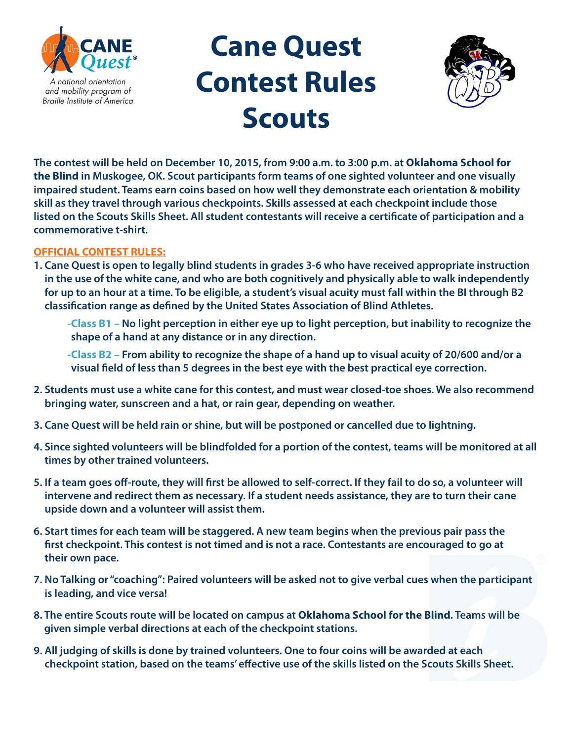CANE Quest®

*A national orientation and mobility program of Braille Institute of America*

# Cane Quest Contest Rules Scouts

**The contest will be held on December 10, 2015, from 9:00 a.m. to 3:00 p.m. at Oklahoma School for the Blind in Muskogee, OK. Scout participants form teams of one sighted volunteer and one visually impaired student. Teams earn coins based on how well they demonstrate each orientation & mobility skill as they travel through various checkpoints. Skills assessed at each checkpoint include those listed on the Scouts Skills Sheet. All student contestants will receive a certificate of participation and a commemorative t-shirt.**

## OFFICIAL CONTEST RULES:

1. Cane Quest is open to legally blind students in grades 3-6 who have received appropriate instruction in the use of the white cane, and who are both cognitively and physically able to walk independently for up to an hour at a time. To be eligible, a student's visual acuity must fall within the BI through B2 classification range as defined by the United States Association of Blind Athletes.

   -Class B1 – No light perception in either eye up to light perception, but inability to recognize the shape of a hand at any distance or in any direction.

   -Class B2 – From ability to recognize the shape of a hand up to visual acuity of 20/600 and/or a visual field of less than 5 degrees in the best eye with the best practical eye correction.

2. Students must use a white cane for this contest, and must wear closed-toe shoes. We also recommend bringing water, sunscreen and a hat, or rain gear, depending on weather.

3. Cane Quest will be held rain or shine, but will be postponed or cancelled due to lightning.

4. Since sighted volunteers will be blindfolded for a portion of the contest, teams will be monitored at all times by other trained volunteers.

5. If a team goes off-route, they will first be allowed to self-correct. If they fail to do so, a volunteer will intervene and redirect them as necessary. If a student needs assistance, they are to turn their cane upside down and a volunteer will assist them.

6. Start times for each team will be staggered. A new team begins when the previous pair pass the first checkpoint. This contest is not timed and is not a race. Contestants are encouraged to go at their own pace.

7. No Talking or "coaching": Paired volunteers will be asked not to give verbal cues when the participant is leading, and vice versa!

8. The entire Scouts route will be located on campus at **Oklahoma School for the Blind**. Teams will be given simple verbal directions at each of the checkpoint stations.

9. All judging of skills is done by trained volunteers. One to four coins will be awarded at each checkpoint station, based on the teams' effective use of the skills listed on the Scouts Skills Sheet.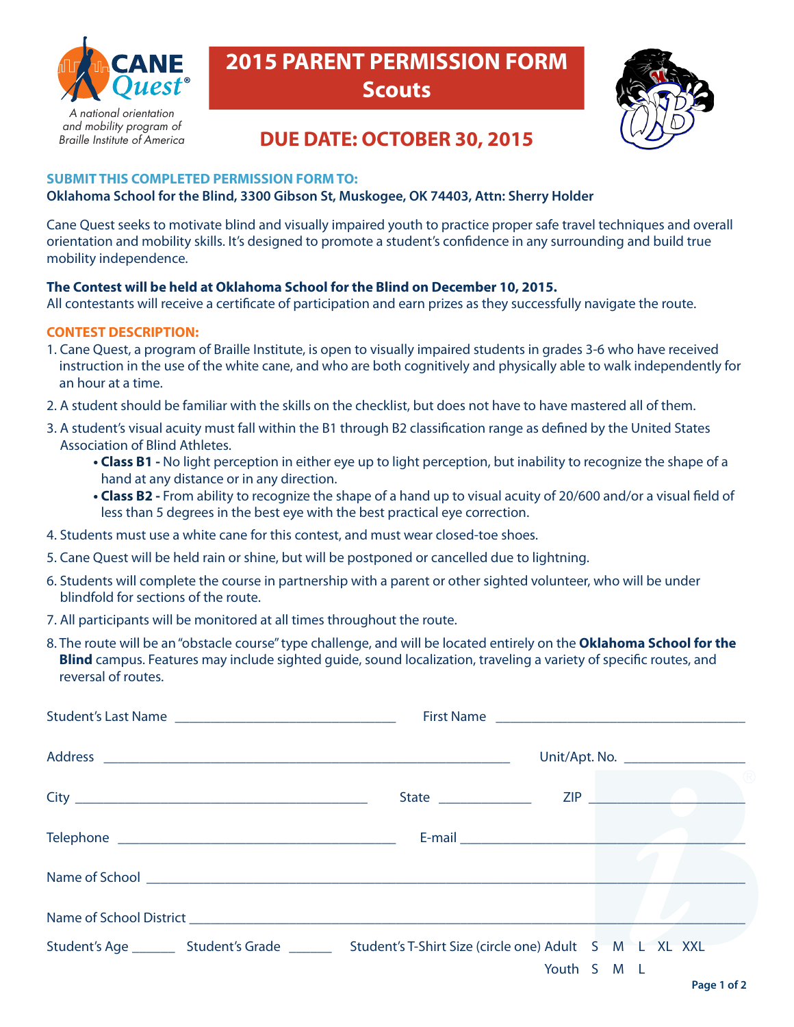CANE Quest®

*A national orientation and mobility program of Braille Institute of America*

# 2015 PARENT PERMISSION FORM
## Scouts

## DUE DATE: OCTOBER 30, 2015

**SUBMIT THIS COMPLETED PERMISSION FORM TO:**
**Oklahoma School for the Blind, 3300 Gibson St, Muskogee, OK 74403, Attn: Sherry Holder**

Cane Quest seeks to motivate blind and visually impaired youth to practice proper safe travel techniques and overall orientation and mobility skills. It's designed to promote a student's confidence in any surrounding and build true mobility independence.

**The Contest will be held at Oklahoma School for the Blind on December 10, 2015.**
All contestants will receive a certificate of participation and earn prizes as they successfully navigate the route.

**CONTEST DESCRIPTION:**

1. Cane Quest, a program of Braille Institute, is open to visually impaired students in grades 3-6 who have received instruction in the use of the white cane, and who are both cognitively and physically able to walk independently for an hour at a time.
2. A student should be familiar with the skills on the checklist, but does not have to have mastered all of them.
3. A student's visual acuity must fall within the B1 through B2 classification range as defined by the United States Association of Blind Athletes.
   - **Class B1 -** No light perception in either eye up to light perception, but inability to recognize the shape of a hand at any distance or in any direction.
   - **Class B2 -** From ability to recognize the shape of a hand up to visual acuity of 20/600 and/or a visual field of less than 5 degrees in the best eye with the best practical eye correction.
4. Students must use a white cane for this contest, and must wear closed-toe shoes.
5. Cane Quest will be held rain or shine, but will be postponed or cancelled due to lightning.
6. Students will complete the course in partnership with a parent or other sighted volunteer, who will be under blindfold for sections of the route.
7. All participants will be monitored at all times throughout the route.
8. The route will be an "obstacle course" type challenge, and will be located entirely on the **Oklahoma School for the Blind** campus. Features may include sighted guide, sound localization, traveling a variety of specific routes, and reversal of routes.

Student's Last Name ______________________________ First Name ______________________________

Address ______________________________________________________ Unit/Apt. No. ________________

City ________________________________________ State ____________ ZIP ________________

Telephone ________________________________________ E-mail ________________________________________

Name of School ________________________________________________________________________________

Name of School District ________________________________________________________________________

Student's Age ______ Student's Grade ______ Student's T-Shirt Size (circle one) Adult S M L XL XXL

Youth S M L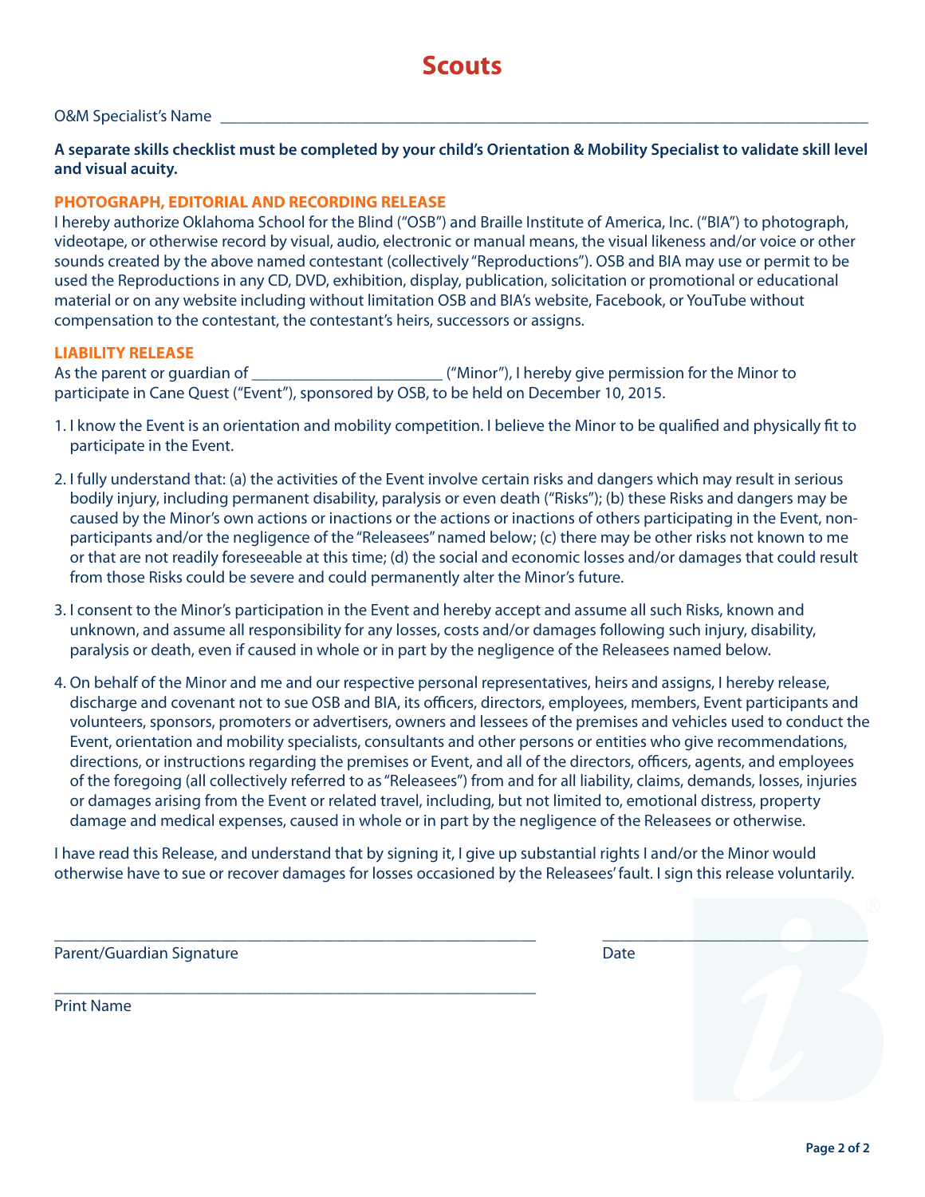# Scouts

O&M Specialist's Name ______________________________________________

**A separate skills checklist must be completed by your child's Orientation & Mobility Specialist to validate skill level and visual acuity.**

## PHOTOGRAPH, EDITORIAL AND RECORDING RELEASE

I hereby authorize Oklahoma School for the Blind ("OSB") and Braille Institute of America, Inc. ("BIA") to photograph, videotape, or otherwise record by visual, audio, electronic or manual means, the visual likeness and/or voice or other sounds created by the above named contestant (collectively "Reproductions"). OSB and BIA may use or permit to be used the Reproductions in any CD, DVD, exhibition, display, publication, solicitation or promotional or educational material or on any website including without limitation OSB and BIA's website, Facebook, or YouTube without compensation to the contestant, the contestant's heirs, successors or assigns.

## LIABILITY RELEASE

As the parent or guardian of _______________________ ("Minor"), I hereby give permission for the Minor to participate in Cane Quest ("Event"), sponsored by OSB, to be held on December 10, 2015.

1. I know the Event is an orientation and mobility competition. I believe the Minor to be qualified and physically fit to participate in the Event.

2. I fully understand that: (a) the activities of the Event involve certain risks and dangers which may result in serious bodily injury, including permanent disability, paralysis or even death ("Risks"); (b) these Risks and dangers may be caused by the Minor's own actions or inactions or the actions or inactions of others participating in the Event, non-participants and/or the negligence of the "Releasees" named below; (c) there may be other risks not known to me or that are not readily foreseeable at this time; (d) the social and economic losses and/or damages that could result from those Risks could be severe and could permanently alter the Minor's future.

3. I consent to the Minor's participation in the Event and hereby accept and assume all such Risks, known and unknown, and assume all responsibility for any losses, costs and/or damages following such injury, disability, paralysis or death, even if caused in whole or in part by the negligence of the Releasees named below.

4. On behalf of the Minor and me and our respective personal representatives, heirs and assigns, I hereby release, discharge and covenant not to sue OSB and BIA, its officers, directors, employees, members, Event participants and volunteers, sponsors, promoters or advertisers, owners and lessees of the premises and vehicles used to conduct the Event, orientation and mobility specialists, consultants and other persons or entities who give recommendations, directions, or instructions regarding the premises or Event, and all of the directors, officers, agents, and employees of the foregoing (all collectively referred to as "Releasees") from and for all liability, claims, demands, losses, injuries or damages arising from the Event or related travel, including, but not limited to, emotional distress, property damage and medical expenses, caused in whole or in part by the negligence of the Releasees or otherwise.

I have read this Release, and understand that by signing it, I give up substantial rights I and/or the Minor would otherwise have to sue or recover damages for losses occasioned by the Releasees' fault. I sign this release voluntarily.

______________________________________________ ______________________

Parent/Guardian Signature Date

______________________________________________

Print Name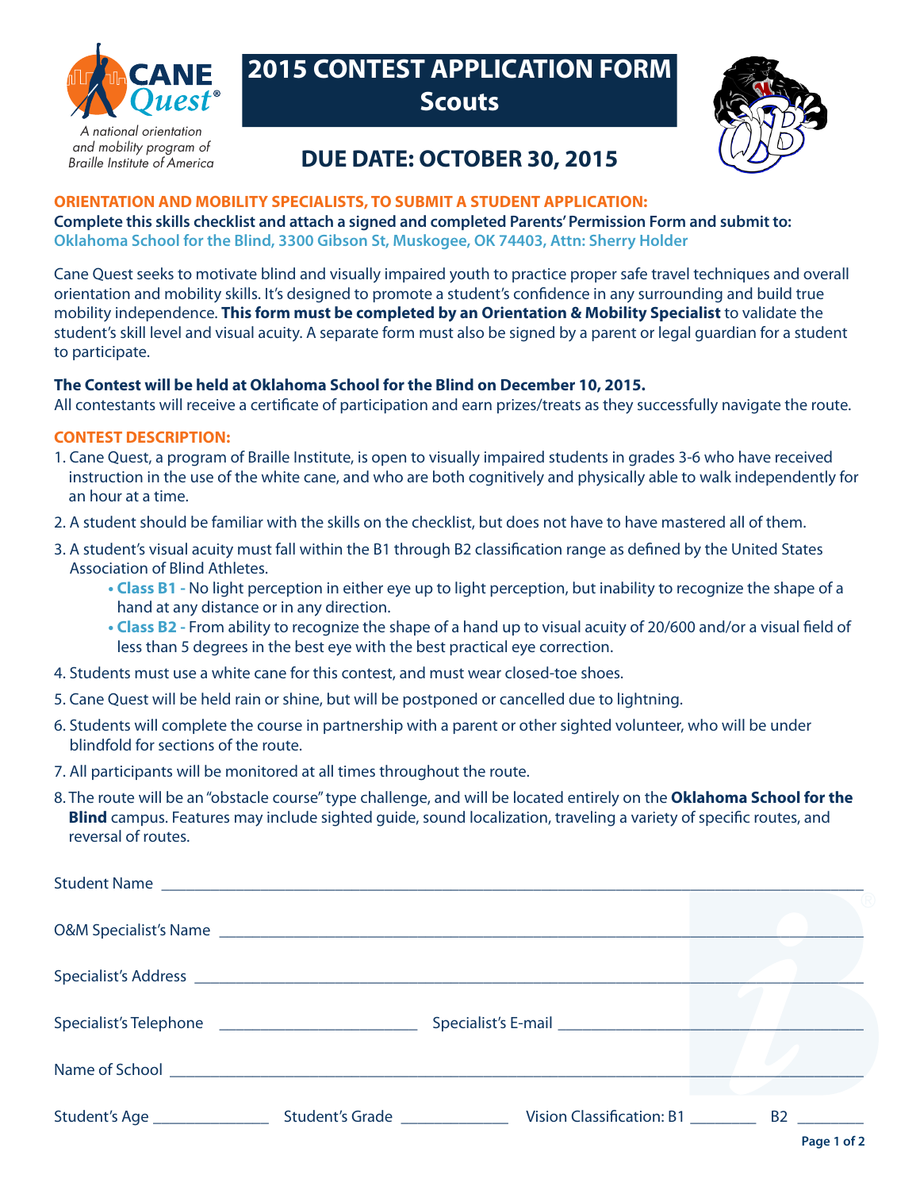CANE Quest®

*A national orientation and mobility program of Braille Institute of America*

# 2015 CONTEST APPLICATION FORM
## Scouts

## DUE DATE: OCTOBER 30, 2015

**ORIENTATION AND MOBILITY SPECIALISTS, TO SUBMIT A STUDENT APPLICATION:**
**Complete this skills checklist and attach a signed and completed Parents' Permission Form and submit to:**
**Oklahoma School for the Blind, 3300 Gibson St, Muskogee, OK 74403, Attn: Sherry Holder**

Cane Quest seeks to motivate blind and visually impaired youth to practice proper safe travel techniques and overall orientation and mobility skills. It's designed to promote a student's confidence in any surrounding and build true mobility independence. **This form must be completed by an Orientation & Mobility Specialist** to validate the student's skill level and visual acuity. A separate form must also be signed by a parent or legal guardian for a student to participate.

**The Contest will be held at Oklahoma School for the Blind on December 10, 2015.**
All contestants will receive a certificate of participation and earn prizes/treats as they successfully navigate the route.

**CONTEST DESCRIPTION:**

1. Cane Quest, a program of Braille Institute, is open to visually impaired students in grades 3-6 who have received instruction in the use of the white cane, and who are both cognitively and physically able to walk independently for an hour at a time.
2. A student should be familiar with the skills on the checklist, but does not have to have mastered all of them.
3. A student's visual acuity must fall within the B1 through B2 classification range as defined by the United States Association of Blind Athletes.
   - **Class B1 -** No light perception in either eye up to light perception, but inability to recognize the shape of a hand at any distance or in any direction.
   - **Class B2 -** From ability to recognize the shape of a hand up to visual acuity of 20/600 and/or a visual field of less than 5 degrees in the best eye with the best practical eye correction.
4. Students must use a white cane for this contest, and must wear closed-toe shoes.
5. Cane Quest will be held rain or shine, but will be postponed or cancelled due to lightning.
6. Students will complete the course in partnership with a parent or other sighted volunteer, who will be under blindfold for sections of the route.
7. All participants will be monitored at all times throughout the route.
8. The route will be an "obstacle course" type challenge, and will be located entirely on the **Oklahoma School for the Blind** campus. Features may include sighted guide, sound localization, traveling a variety of specific routes, and reversal of routes.

Student Name ______________________________

O&M Specialist's Name ______________________________

Specialist's Address ______________________________

Specialist's Telephone ____________ Specialist's E-mail ____________

Name of School ______________________________

Student's Age ________ Student's Grade ________ Vision Classification: B1 ________ B2 ________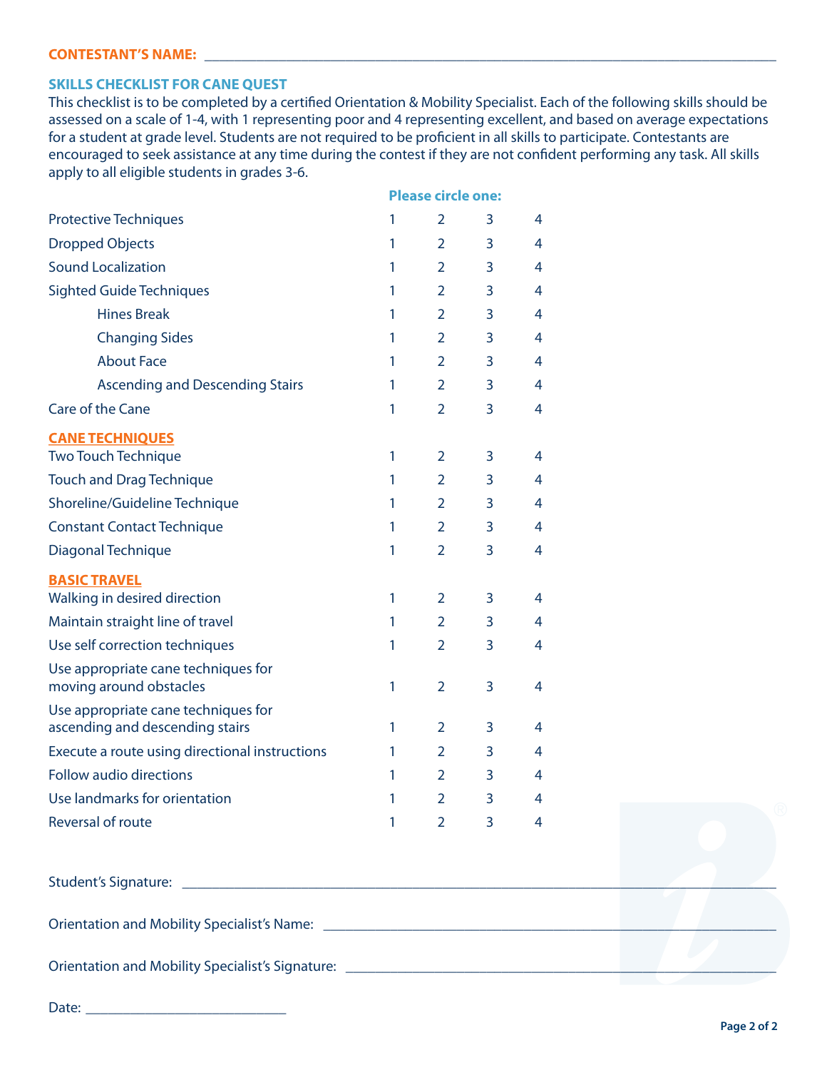**CONTESTANT'S NAME:** ___________________________________________________________________________

## SKILLS CHECKLIST FOR CANE QUEST

This checklist is to be completed by a certified Orientation & Mobility Specialist. Each of the following skills should be assessed on a scale of 1-4, with 1 representing poor and 4 representing excellent, and based on average expectations for a student at grade level. Students are not required to be proficient in all skills to participate. Contestants are encouraged to seek assistance at any time during the contest if they are not confident performing any task. All skills apply to all eligible students in grades 3-6.

| | Please circle one: | | | |
|---|---|---|---|---|
| Protective Techniques | 1 | 2 | 3 | 4 |
| Dropped Objects | 1 | 2 | 3 | 4 |
| Sound Localization | 1 | 2 | 3 | 4 |
| Sighted Guide Techniques | 1 | 2 | 3 | 4 |
| Hines Break | 1 | 2 | 3 | 4 |
| Changing Sides | 1 | 2 | 3 | 4 |
| About Face | 1 | 2 | 3 | 4 |
| Ascending and Descending Stairs | 1 | 2 | 3 | 4 |
| Care of the Cane | 1 | 2 | 3 | 4 |
| **CANE TECHNIQUES** | | | | |
| Two Touch Technique | 1 | 2 | 3 | 4 |
| Touch and Drag Technique | 1 | 2 | 3 | 4 |
| Shoreline/Guideline Technique | 1 | 2 | 3 | 4 |
| Constant Contact Technique | 1 | 2 | 3 | 4 |
| Diagonal Technique | 1 | 2 | 3 | 4 |
| **BASIC TRAVEL** | | | | |
| Walking in desired direction | 1 | 2 | 3 | 4 |
| Maintain straight line of travel | 1 | 2 | 3 | 4 |
| Use self correction techniques | 1 | 2 | 3 | 4 |
| Use appropriate cane techniques for moving around obstacles | 1 | 2 | 3 | 4 |
| Use appropriate cane techniques for ascending and descending stairs | 1 | 2 | 3 | 4 |
| Execute a route using directional instructions | 1 | 2 | 3 | 4 |
| Follow audio directions | 1 | 2 | 3 | 4 |
| Use landmarks for orientation | 1 | 2 | 3 | 4 |
| Reversal of route | 1 | 2 | 3 | 4 |

Student's Signature: ___________________________________________________________________

Orientation and Mobility Specialist's Name: ______________________________________________

Orientation and Mobility Specialist's Signature: ___________________________________________

Date: ___________________________